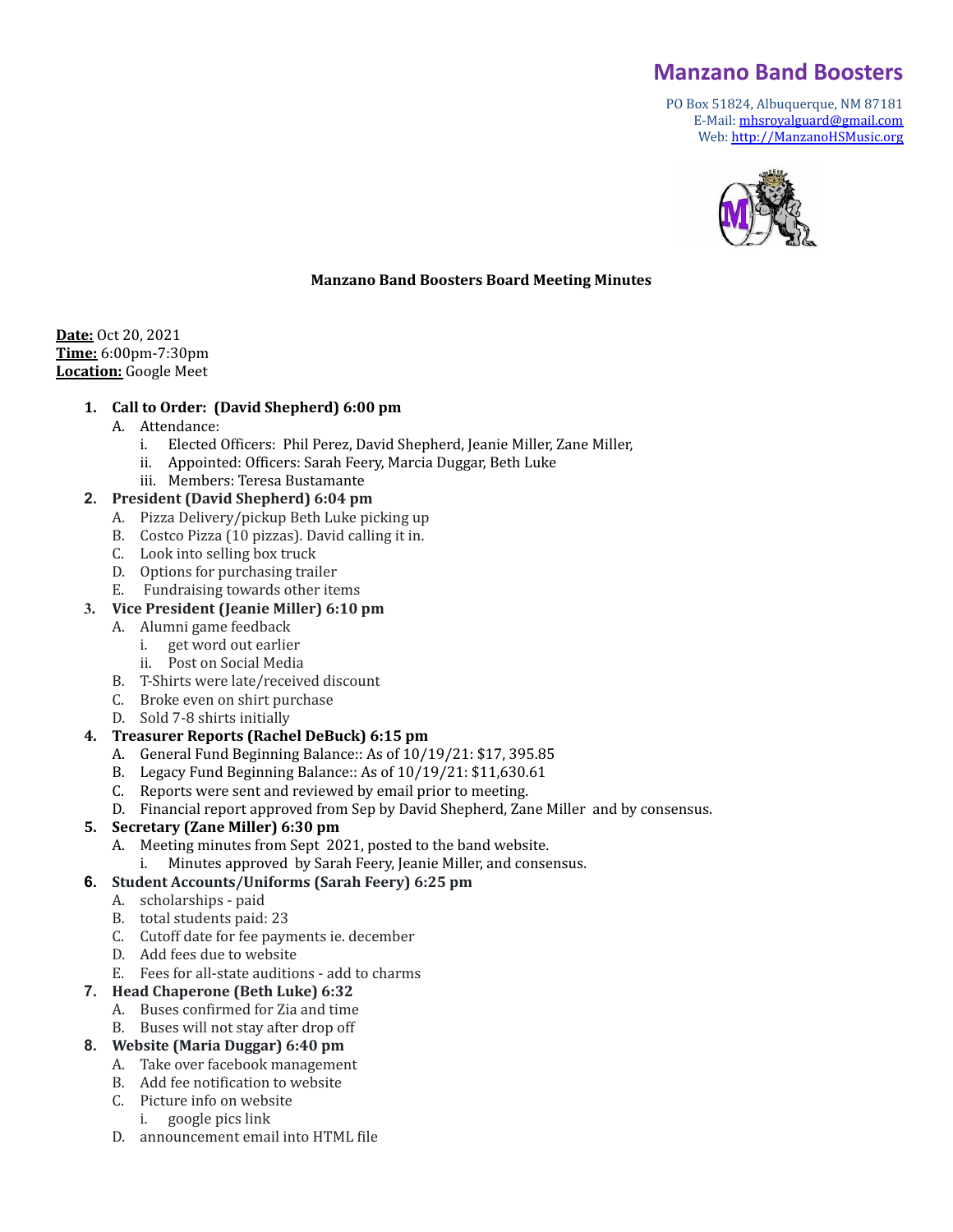# Manzano Band Boosters

PO Box 51824, Albuquerque, NM 87181
E-Mail: mhsroyalguard@gmail.com
Web: http://ManzanoHSMusic.org

**Manzano Band Boosters Board Meeting Minutes**

**Date:** Oct 20, 2021
**Time:** 6:00pm-7:30pm
**Location:** Google Meet

1. **Call to Order: (David Shepherd) 6:00 pm**
   - A. Attendance:
     - i. Elected Officers: Phil Perez, David Shepherd, Jeanie Miller, Zane Miller,
     - ii. Appointed: Officers: Sarah Feery, Marcia Duggar, Beth Luke
     - iii. Members: Teresa Bustamante
2. **President (David Shepherd) 6:04 pm**
   - A. Pizza Delivery/pickup Beth Luke picking up
   - B. Costco Pizza (10 pizzas). David calling it in.
   - C. Look into selling box truck
   - D. Options for purchasing trailer
   - E. Fundraising towards other items
3. **Vice President (Jeanie Miller) 6:10 pm**
   - A. Alumni game feedback
     - i. get word out earlier
     - ii. Post on Social Media
   - B. T-Shirts were late/received discount
   - C. Broke even on shirt purchase
   - D. Sold 7-8 shirts initially
4. **Treasurer Reports (Rachel DeBuck) 6:15 pm**
   - A. General Fund Beginning Balance:: As of 10/19/21: $17, 395.85
   - B. Legacy Fund Beginning Balance:: As of 10/19/21: $11,630.61
   - C. Reports were sent and reviewed by email prior to meeting.
   - D. Financial report approved from Sep by David Shepherd, Zane Miller and by consensus.
5. **Secretary (Zane Miller) 6:30 pm**
   - A. Meeting minutes from Sept 2021, posted to the band website.
     - i. Minutes approved by Sarah Feery, Jeanie Miller, and consensus.
6. **Student Accounts/Uniforms (Sarah Feery) 6:25 pm**
   - A. scholarships - paid
   - B. total students paid: 23
   - C. Cutoff date for fee payments ie. december
   - D. Add fees due to website
   - E. Fees for all-state auditions - add to charms
7. **Head Chaperone (Beth Luke) 6:32**
   - A. Buses confirmed for Zia and time
   - B. Buses will not stay after drop off
8. **Website (Maria Duggar) 6:40 pm**
   - A. Take over facebook management
   - B. Add fee notification to website
   - C. Picture info on website
     - i. google pics link
   - D. announcement email into HTML file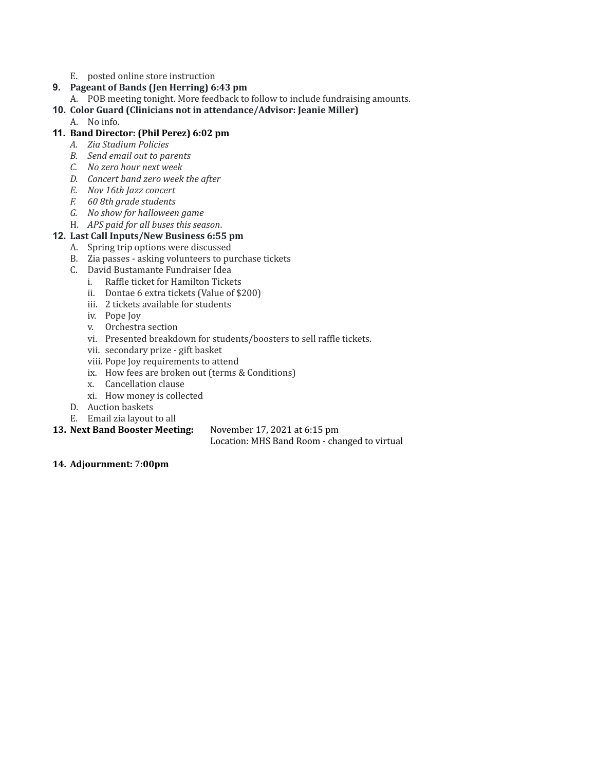E. posted online store instruction

9. **Pageant of Bands (Jen Herring) 6:43 pm**
   A. POB meeting tonight. More feedback to follow to include fundraising amounts.
10. **Color Guard (Clinicians not in attendance/Advisor: Jeanie Miller)**
    A. No info.
11. **Band Director: (Phil Perez) 6:02 pm**
    A. *Zia Stadium Policies*
    B. *Send email out to parents*
    C. *No zero hour next week*
    D. *Concert band zero week the after*
    E. *Nov 16th Jazz concert*
    F. *60 8th grade students*
    G. *No show for halloween game*
    H. *APS paid for all buses this season*.
12. **Last Call Inputs/New Business 6:55 pm**
    A. Spring trip options were discussed
    B. Zia passes - asking volunteers to purchase tickets
    C. David Bustamante Fundraiser Idea
       i. Raffle ticket for Hamilton Tickets
       ii. Dontae 6 extra tickets (Value of $200)
       iii. 2 tickets available for students
       iv. Pope Joy
       v. Orchestra section
       vi. Presented breakdown for students/boosters to sell raffle tickets.
       vii. secondary prize - gift basket
       viii. Pope Joy requirements to attend
       ix. How fees are broken out (terms & Conditions)
       x. Cancellation clause
       xi. How money is collected
    D. Auction baskets
    E. Email zia layout to all
13. **Next Band Booster Meeting:** November 17, 2021 at 6:15 pm
    Location: MHS Band Room - changed to virtual
14. **Adjournment:** 7:**00pm**